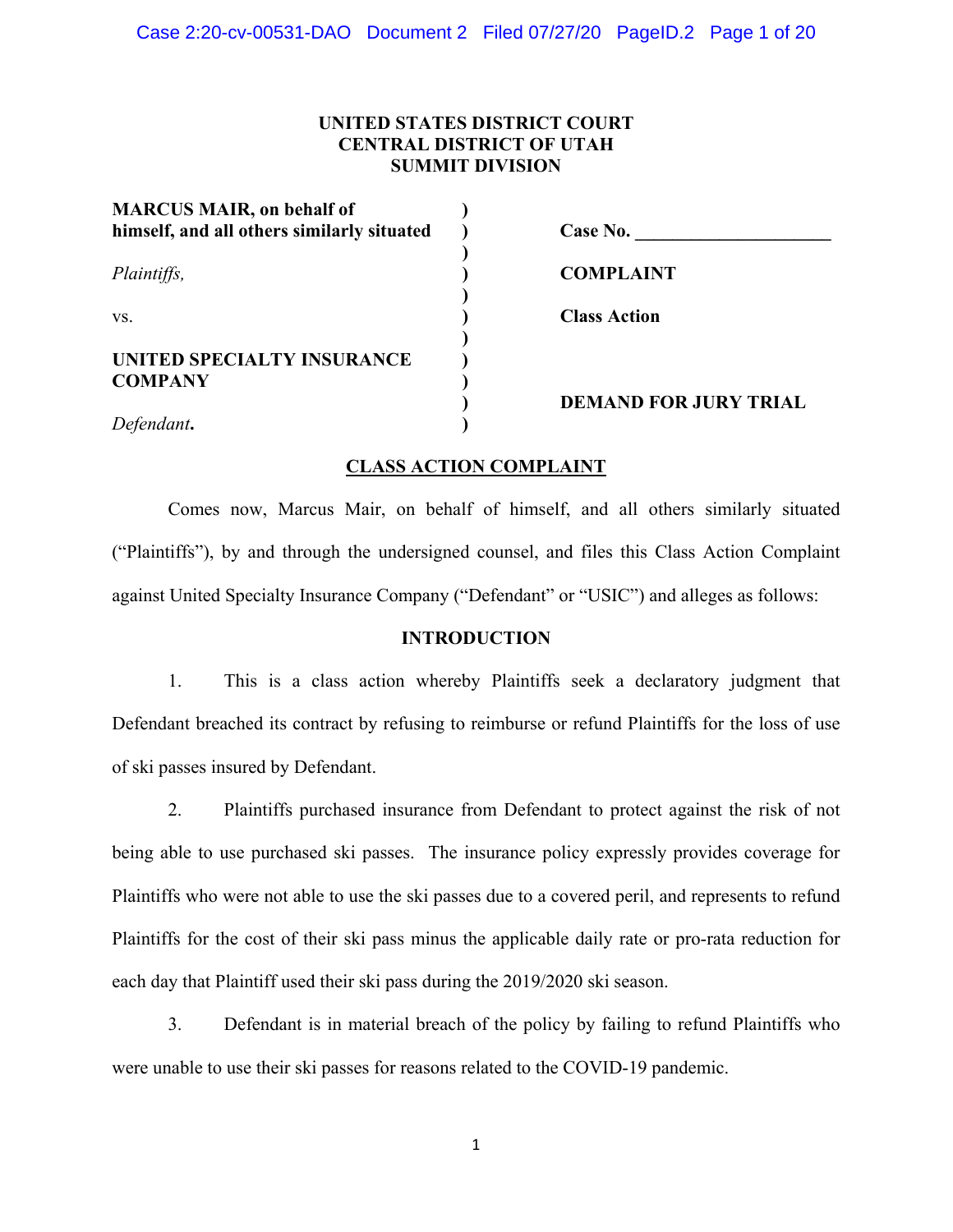**UNITED STATES DISTRICT COURT**
**CENTRAL DISTRICT OF UTAH**
**SUMMIT DIVISION**

| | | |
|---|---|---|
| **MARCUS MAIR, on behalf of himself, and all others similarly situated** | ) | **Case No. ____________________** |
| *Plaintiffs,* | ) | **COMPLAINT** |
| vs. | ) | **Class Action** |
| **UNITED SPECIALTY INSURANCE COMPANY** | ) | |
| *Defendant***.** | ) | **DEMAND FOR JURY TRIAL** |

## CLASS ACTION COMPLAINT

Comes now, Marcus Mair, on behalf of himself, and all others similarly situated ("Plaintiffs"), by and through the undersigned counsel, and files this Class Action Complaint against United Specialty Insurance Company ("Defendant" or "USIC") and alleges as follows:

### INTRODUCTION

1. This is a class action whereby Plaintiffs seek a declaratory judgment that Defendant breached its contract by refusing to reimburse or refund Plaintiffs for the loss of use of ski passes insured by Defendant.

2. Plaintiffs purchased insurance from Defendant to protect against the risk of not being able to use purchased ski passes. The insurance policy expressly provides coverage for Plaintiffs who were not able to use the ski passes due to a covered peril, and represents to refund Plaintiffs for the cost of their ski pass minus the applicable daily rate or pro-rata reduction for each day that Plaintiff used their ski pass during the 2019/2020 ski season.

3. Defendant is in material breach of the policy by failing to refund Plaintiffs who were unable to use their ski passes for reasons related to the COVID-19 pandemic.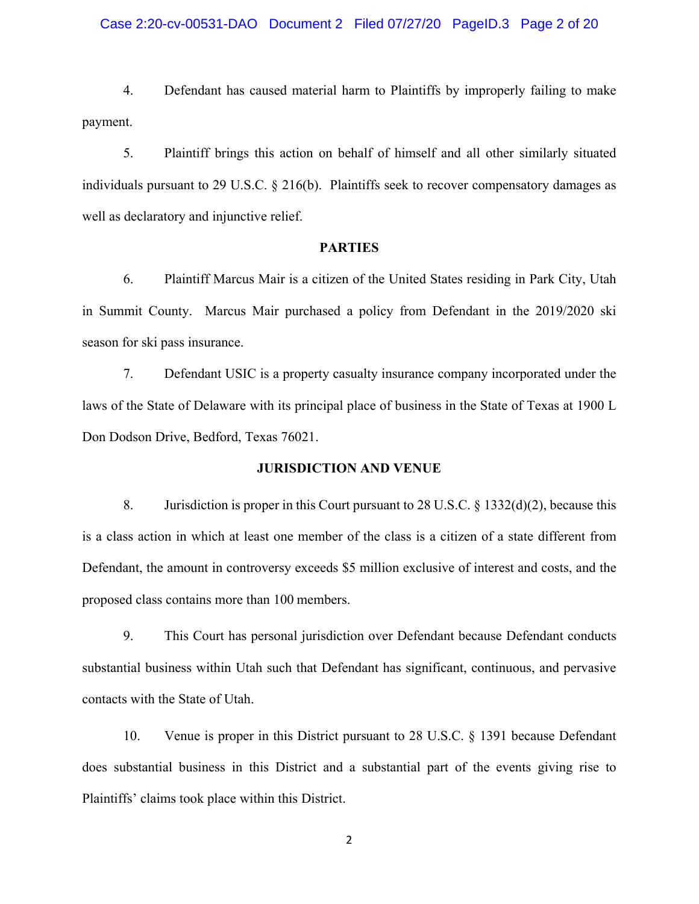4. Defendant has caused material harm to Plaintiffs by improperly failing to make payment.

5. Plaintiff brings this action on behalf of himself and all other similarly situated individuals pursuant to 29 U.S.C. § 216(b). Plaintiffs seek to recover compensatory damages as well as declaratory and injunctive relief.

**PARTIES**

6. Plaintiff Marcus Mair is a citizen of the United States residing in Park City, Utah in Summit County. Marcus Mair purchased a policy from Defendant in the 2019/2020 ski season for ski pass insurance.

7. Defendant USIC is a property casualty insurance company incorporated under the laws of the State of Delaware with its principal place of business in the State of Texas at 1900 L Don Dodson Drive, Bedford, Texas 76021.

**JURISDICTION AND VENUE**

8. Jurisdiction is proper in this Court pursuant to 28 U.S.C. § 1332(d)(2), because this is a class action in which at least one member of the class is a citizen of a state different from Defendant, the amount in controversy exceeds $5 million exclusive of interest and costs, and the proposed class contains more than 100 members.

9. This Court has personal jurisdiction over Defendant because Defendant conducts substantial business within Utah such that Defendant has significant, continuous, and pervasive contacts with the State of Utah.

10. Venue is proper in this District pursuant to 28 U.S.C. § 1391 because Defendant does substantial business in this District and a substantial part of the events giving rise to Plaintiffs' claims took place within this District.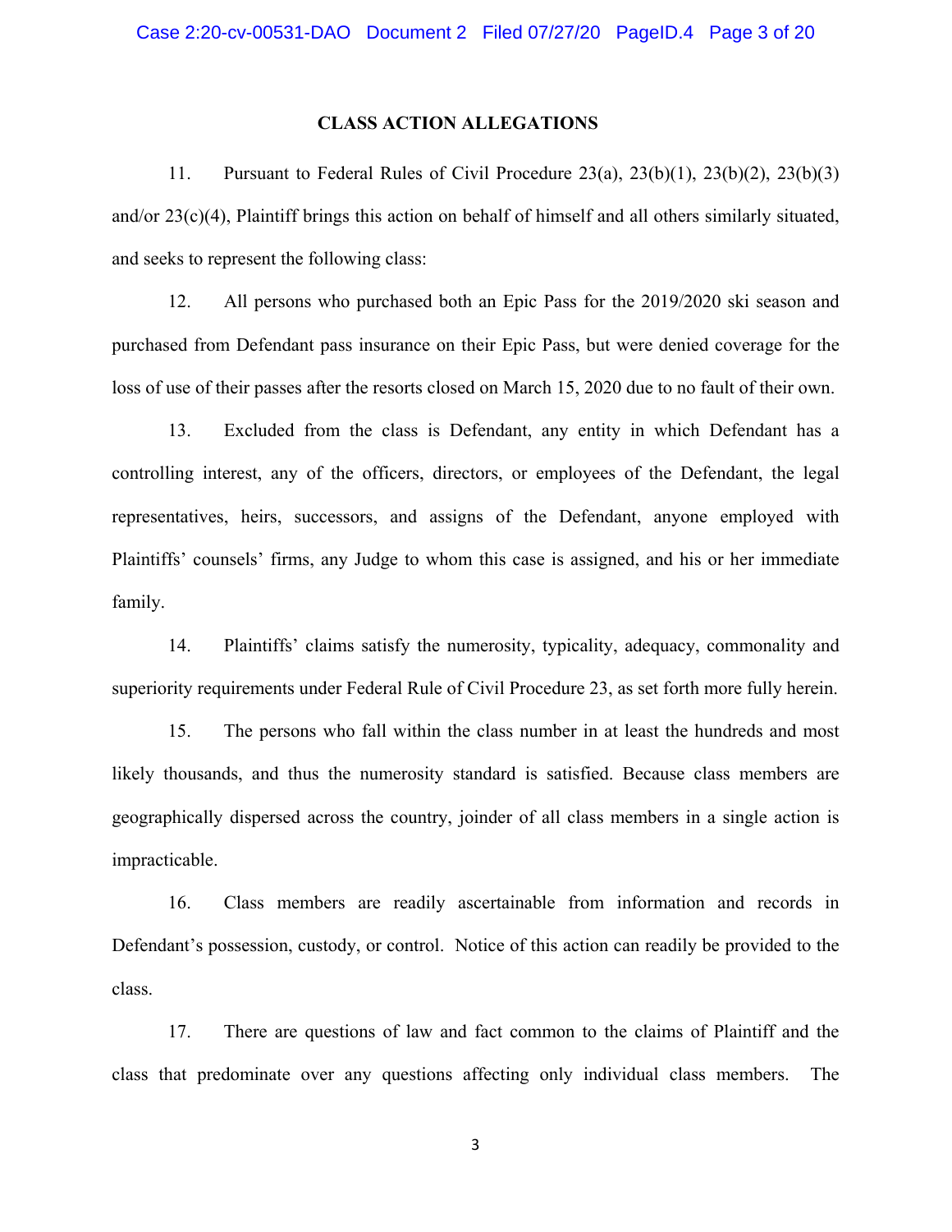## CLASS ACTION ALLEGATIONS

11. Pursuant to Federal Rules of Civil Procedure 23(a), 23(b)(1), 23(b)(2), 23(b)(3) and/or 23(c)(4), Plaintiff brings this action on behalf of himself and all others similarly situated, and seeks to represent the following class:

12. All persons who purchased both an Epic Pass for the 2019/2020 ski season and purchased from Defendant pass insurance on their Epic Pass, but were denied coverage for the loss of use of their passes after the resorts closed on March 15, 2020 due to no fault of their own.

13. Excluded from the class is Defendant, any entity in which Defendant has a controlling interest, any of the officers, directors, or employees of the Defendant, the legal representatives, heirs, successors, and assigns of the Defendant, anyone employed with Plaintiffs' counsels' firms, any Judge to whom this case is assigned, and his or her immediate family.

14. Plaintiffs' claims satisfy the numerosity, typicality, adequacy, commonality and superiority requirements under Federal Rule of Civil Procedure 23, as set forth more fully herein.

15. The persons who fall within the class number in at least the hundreds and most likely thousands, and thus the numerosity standard is satisfied. Because class members are geographically dispersed across the country, joinder of all class members in a single action is impracticable.

16. Class members are readily ascertainable from information and records in Defendant's possession, custody, or control. Notice of this action can readily be provided to the class.

17. There are questions of law and fact common to the claims of Plaintiff and the class that predominate over any questions affecting only individual class members. The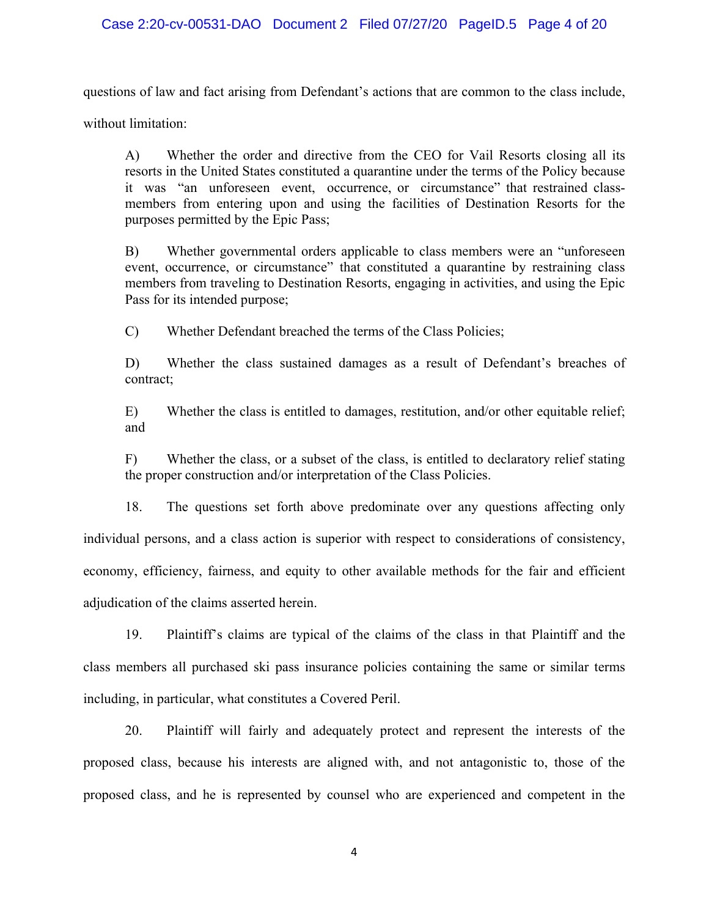questions of law and fact arising from Defendant's actions that are common to the class include, without limitation:

> A) Whether the order and directive from the CEO for Vail Resorts closing all its resorts in the United States constituted a quarantine under the terms of the Policy because it was "an unforeseen event, occurrence, or circumstance" that restrained class-members from entering upon and using the facilities of Destination Resorts for the purposes permitted by the Epic Pass;
>
> B) Whether governmental orders applicable to class members were an "unforeseen event, occurrence, or circumstance" that constituted a quarantine by restraining class members from traveling to Destination Resorts, engaging in activities, and using the Epic Pass for its intended purpose;
>
> C) Whether Defendant breached the terms of the Class Policies;
>
> D) Whether the class sustained damages as a result of Defendant's breaches of contract;
>
> E) Whether the class is entitled to damages, restitution, and/or other equitable relief; and
>
> F) Whether the class, or a subset of the class, is entitled to declaratory relief stating the proper construction and/or interpretation of the Class Policies.

18. The questions set forth above predominate over any questions affecting only individual persons, and a class action is superior with respect to considerations of consistency, economy, efficiency, fairness, and equity to other available methods for the fair and efficient adjudication of the claims asserted herein.

19. Plaintiff's claims are typical of the claims of the class in that Plaintiff and the class members all purchased ski pass insurance policies containing the same or similar terms including, in particular, what constitutes a Covered Peril.

20. Plaintiff will fairly and adequately protect and represent the interests of the proposed class, because his interests are aligned with, and not antagonistic to, those of the proposed class, and he is represented by counsel who are experienced and competent in the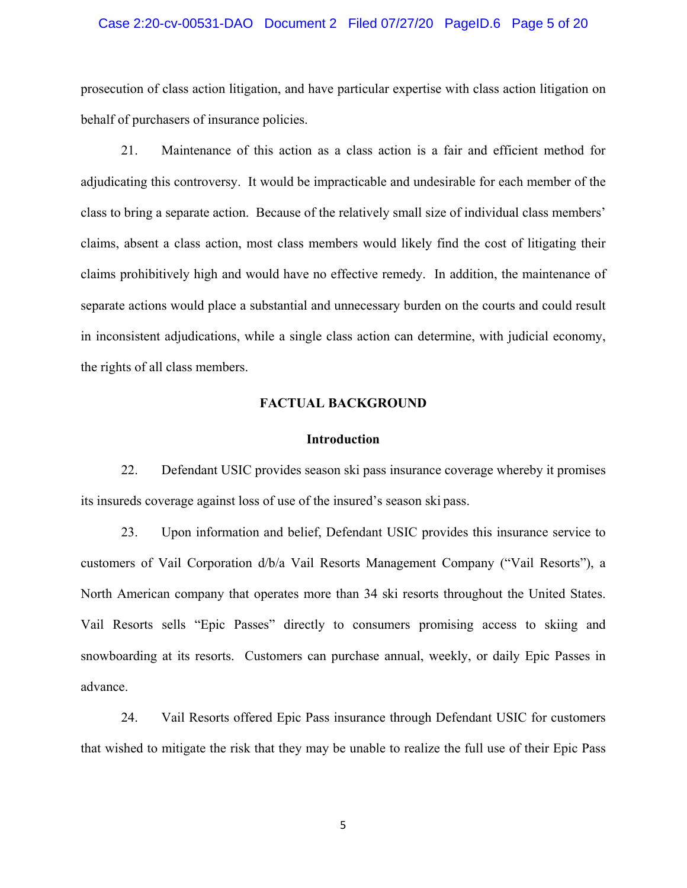prosecution of class action litigation, and have particular expertise with class action litigation on behalf of purchasers of insurance policies.

21. Maintenance of this action as a class action is a fair and efficient method for adjudicating this controversy. It would be impracticable and undesirable for each member of the class to bring a separate action. Because of the relatively small size of individual class members' claims, absent a class action, most class members would likely find the cost of litigating their claims prohibitively high and would have no effective remedy. In addition, the maintenance of separate actions would place a substantial and unnecessary burden on the courts and could result in inconsistent adjudications, while a single class action can determine, with judicial economy, the rights of all class members.

## FACTUAL BACKGROUND

### Introduction

22. Defendant USIC provides season ski pass insurance coverage whereby it promises its insureds coverage against loss of use of the insured's season ski pass.

23. Upon information and belief, Defendant USIC provides this insurance service to customers of Vail Corporation d/b/a Vail Resorts Management Company ("Vail Resorts"), a North American company that operates more than 34 ski resorts throughout the United States. Vail Resorts sells "Epic Passes" directly to consumers promising access to skiing and snowboarding at its resorts. Customers can purchase annual, weekly, or daily Epic Passes in advance.

24. Vail Resorts offered Epic Pass insurance through Defendant USIC for customers that wished to mitigate the risk that they may be unable to realize the full use of their Epic Pass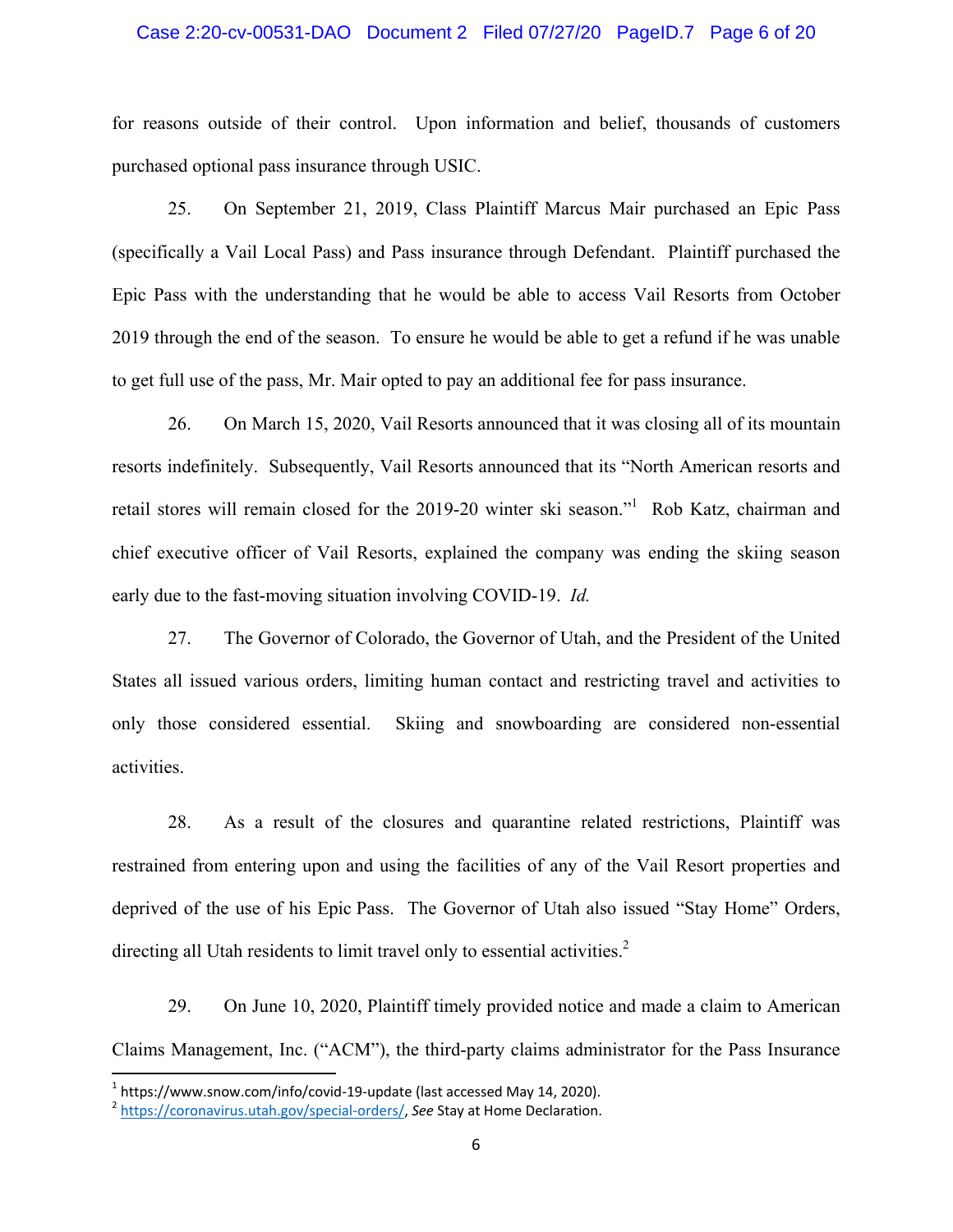for reasons outside of their control. Upon information and belief, thousands of customers purchased optional pass insurance through USIC.

25. On September 21, 2019, Class Plaintiff Marcus Mair purchased an Epic Pass (specifically a Vail Local Pass) and Pass insurance through Defendant. Plaintiff purchased the Epic Pass with the understanding that he would be able to access Vail Resorts from October 2019 through the end of the season. To ensure he would be able to get a refund if he was unable to get full use of the pass, Mr. Mair opted to pay an additional fee for pass insurance.

26. On March 15, 2020, Vail Resorts announced that it was closing all of its mountain resorts indefinitely. Subsequently, Vail Resorts announced that its "North American resorts and retail stores will remain closed for the 2019-20 winter ski season."[1] Rob Katz, chairman and chief executive officer of Vail Resorts, explained the company was ending the skiing season early due to the fast-moving situation involving COVID-19. *Id.*

27. The Governor of Colorado, the Governor of Utah, and the President of the United States all issued various orders, limiting human contact and restricting travel and activities to only those considered essential. Skiing and snowboarding are considered non-essential activities.

28. As a result of the closures and quarantine related restrictions, Plaintiff was restrained from entering upon and using the facilities of any of the Vail Resort properties and deprived of the use of his Epic Pass. The Governor of Utah also issued "Stay Home" Orders, directing all Utah residents to limit travel only to essential activities.[2]

29. On June 10, 2020, Plaintiff timely provided notice and made a claim to American Claims Management, Inc. ("ACM"), the third-party claims administrator for the Pass Insurance

---

[1] https://www.snow.com/info/covid-19-update (last accessed May 14, 2020).

[2] https://coronavirus.utah.gov/special-orders/, *See* Stay at Home Declaration.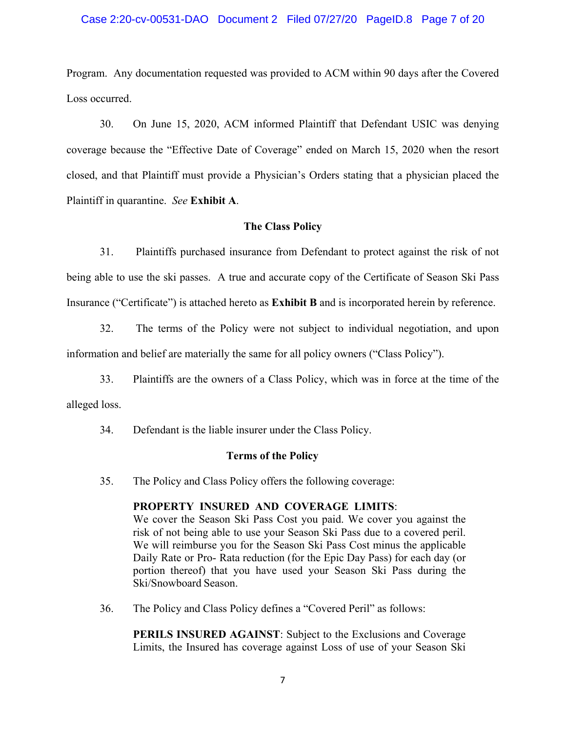Program. Any documentation requested was provided to ACM within 90 days after the Covered Loss occurred.

30. On June 15, 2020, ACM informed Plaintiff that Defendant USIC was denying coverage because the "Effective Date of Coverage" ended on March 15, 2020 when the resort closed, and that Plaintiff must provide a Physician's Orders stating that a physician placed the Plaintiff in quarantine. *See* **Exhibit A**.

**The Class Policy**

31. Plaintiffs purchased insurance from Defendant to protect against the risk of not being able to use the ski passes. A true and accurate copy of the Certificate of Season Ski Pass Insurance ("Certificate") is attached hereto as **Exhibit B** and is incorporated herein by reference.

32. The terms of the Policy were not subject to individual negotiation, and upon information and belief are materially the same for all policy owners ("Class Policy").

33. Plaintiffs are the owners of a Class Policy, which was in force at the time of the alleged loss.

34. Defendant is the liable insurer under the Class Policy.

**Terms of the Policy**

35. The Policy and Class Policy offers the following coverage:

> **PROPERTY INSURED AND COVERAGE LIMITS**: We cover the Season Ski Pass Cost you paid. We cover you against the risk of not being able to use your Season Ski Pass due to a covered peril. We will reimburse you for the Season Ski Pass Cost minus the applicable Daily Rate or Pro- Rata reduction (for the Epic Day Pass) for each day (or portion thereof) that you have used your Season Ski Pass during the Ski/Snowboard Season.

36. The Policy and Class Policy defines a "Covered Peril" as follows:

> **PERILS INSURED AGAINST**: Subject to the Exclusions and Coverage Limits, the Insured has coverage against Loss of use of your Season Ski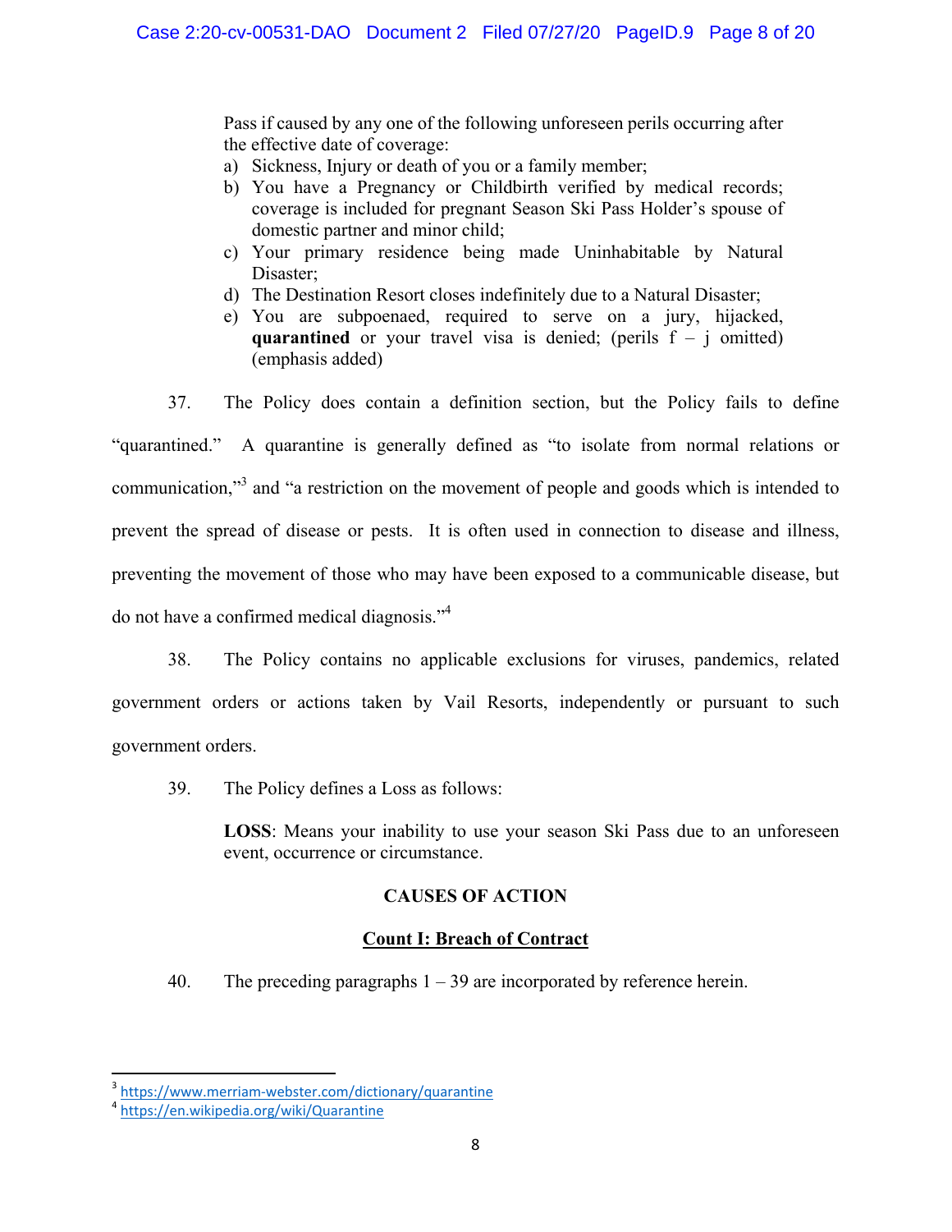Pass if caused by any one of the following unforeseen perils occurring after the effective date of coverage:

a) Sickness, Injury or death of you or a family member;
b) You have a Pregnancy or Childbirth verified by medical records; coverage is included for pregnant Season Ski Pass Holder's spouse of domestic partner and minor child;
c) Your primary residence being made Uninhabitable by Natural Disaster;
d) The Destination Resort closes indefinitely due to a Natural Disaster;
e) You are subpoenaed, required to serve on a jury, hijacked, **quarantined** or your travel visa is denied; (perils f – j omitted) (emphasis added)

37. The Policy does contain a definition section, but the Policy fails to define "quarantined." A quarantine is generally defined as "to isolate from normal relations or communication,"[3] and "a restriction on the movement of people and goods which is intended to prevent the spread of disease or pests. It is often used in connection to disease and illness, preventing the movement of those who may have been exposed to a communicable disease, but do not have a confirmed medical diagnosis."[4]

38. The Policy contains no applicable exclusions for viruses, pandemics, related government orders or actions taken by Vail Resorts, independently or pursuant to such government orders.

39. The Policy defines a Loss as follows:

> **LOSS**: Means your inability to use your season Ski Pass due to an unforeseen event, occurrence or circumstance.

## CAUSES OF ACTION

### Count I: Breach of Contract

40. The preceding paragraphs 1 – 39 are incorporated by reference herein.

---

[3] https://www.merriam-webster.com/dictionary/quarantine

[4] https://en.wikipedia.org/wiki/Quarantine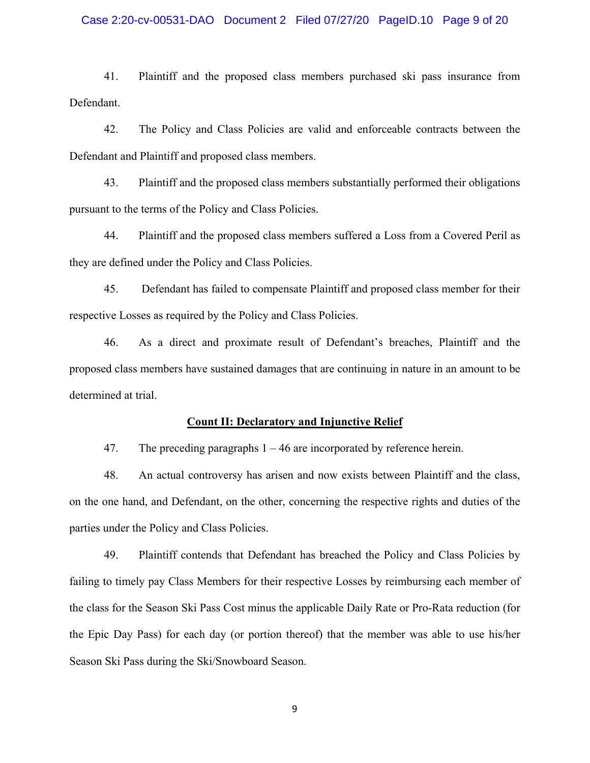41. Plaintiff and the proposed class members purchased ski pass insurance from Defendant.

42. The Policy and Class Policies are valid and enforceable contracts between the Defendant and Plaintiff and proposed class members.

43. Plaintiff and the proposed class members substantially performed their obligations pursuant to the terms of the Policy and Class Policies.

44. Plaintiff and the proposed class members suffered a Loss from a Covered Peril as they are defined under the Policy and Class Policies.

45. Defendant has failed to compensate Plaintiff and proposed class member for their respective Losses as required by the Policy and Class Policies.

46. As a direct and proximate result of Defendant's breaches, Plaintiff and the proposed class members have sustained damages that are continuing in nature in an amount to be determined at trial.

**Count II: Declaratory and Injunctive Relief**

47. The preceding paragraphs 1 – 46 are incorporated by reference herein.

48. An actual controversy has arisen and now exists between Plaintiff and the class, on the one hand, and Defendant, on the other, concerning the respective rights and duties of the parties under the Policy and Class Policies.

49. Plaintiff contends that Defendant has breached the Policy and Class Policies by failing to timely pay Class Members for their respective Losses by reimbursing each member of the class for the Season Ski Pass Cost minus the applicable Daily Rate or Pro-Rata reduction (for the Epic Day Pass) for each day (or portion thereof) that the member was able to use his/her Season Ski Pass during the Ski/Snowboard Season.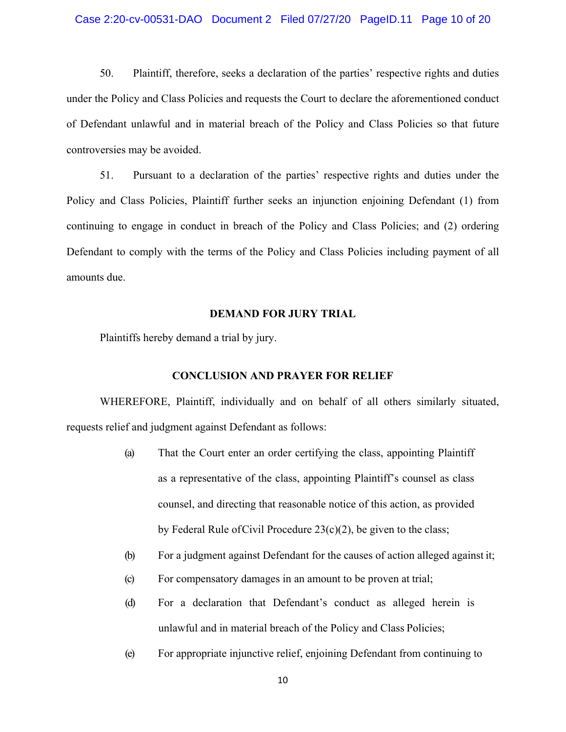50. Plaintiff, therefore, seeks a declaration of the parties' respective rights and duties under the Policy and Class Policies and requests the Court to declare the aforementioned conduct of Defendant unlawful and in material breach of the Policy and Class Policies so that future controversies may be avoided.

51. Pursuant to a declaration of the parties' respective rights and duties under the Policy and Class Policies, Plaintiff further seeks an injunction enjoining Defendant (1) from continuing to engage in conduct in breach of the Policy and Class Policies; and (2) ordering Defendant to comply with the terms of the Policy and Class Policies including payment of all amounts due.

**DEMAND FOR JURY TRIAL**

Plaintiffs hereby demand a trial by jury.

**CONCLUSION AND PRAYER FOR RELIEF**

WHEREFORE, Plaintiff, individually and on behalf of all others similarly situated, requests relief and judgment against Defendant as follows:

(a) That the Court enter an order certifying the class, appointing Plaintiff as a representative of the class, appointing Plaintiff's counsel as class counsel, and directing that reasonable notice of this action, as provided by Federal Rule of Civil Procedure 23(c)(2), be given to the class;

(b) For a judgment against Defendant for the causes of action alleged against it;

(c) For compensatory damages in an amount to be proven at trial;

(d) For a declaration that Defendant's conduct as alleged herein is unlawful and in material breach of the Policy and Class Policies;

(e) For appropriate injunctive relief, enjoining Defendant from continuing to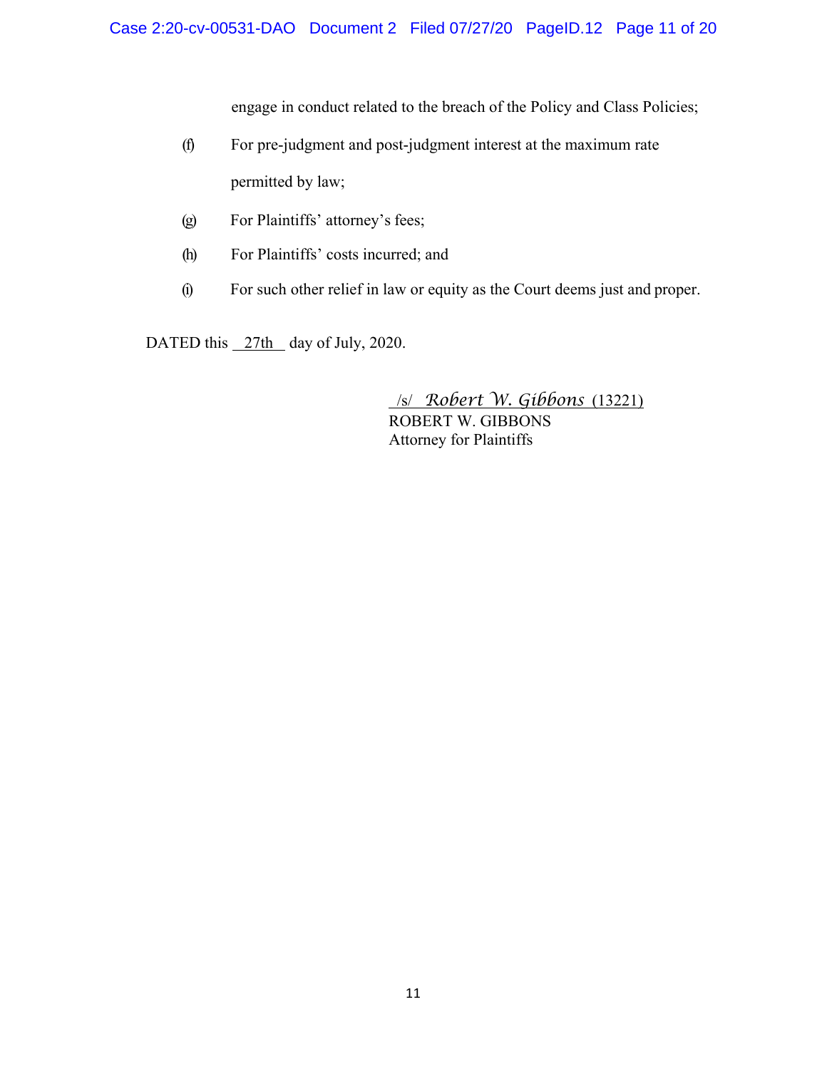engage in conduct related to the breach of the Policy and Class Policies;

(f) For pre-judgment and post-judgment interest at the maximum rate permitted by law;

(g) For Plaintiffs' attorney's fees;

(h) For Plaintiffs' costs incurred; and

(i) For such other relief in law or equity as the Court deems just and proper.

DATED this 27th day of July, 2020.

/s/ *Robert W. Gibbons* (13221)
ROBERT W. GIBBONS
Attorney for Plaintiffs